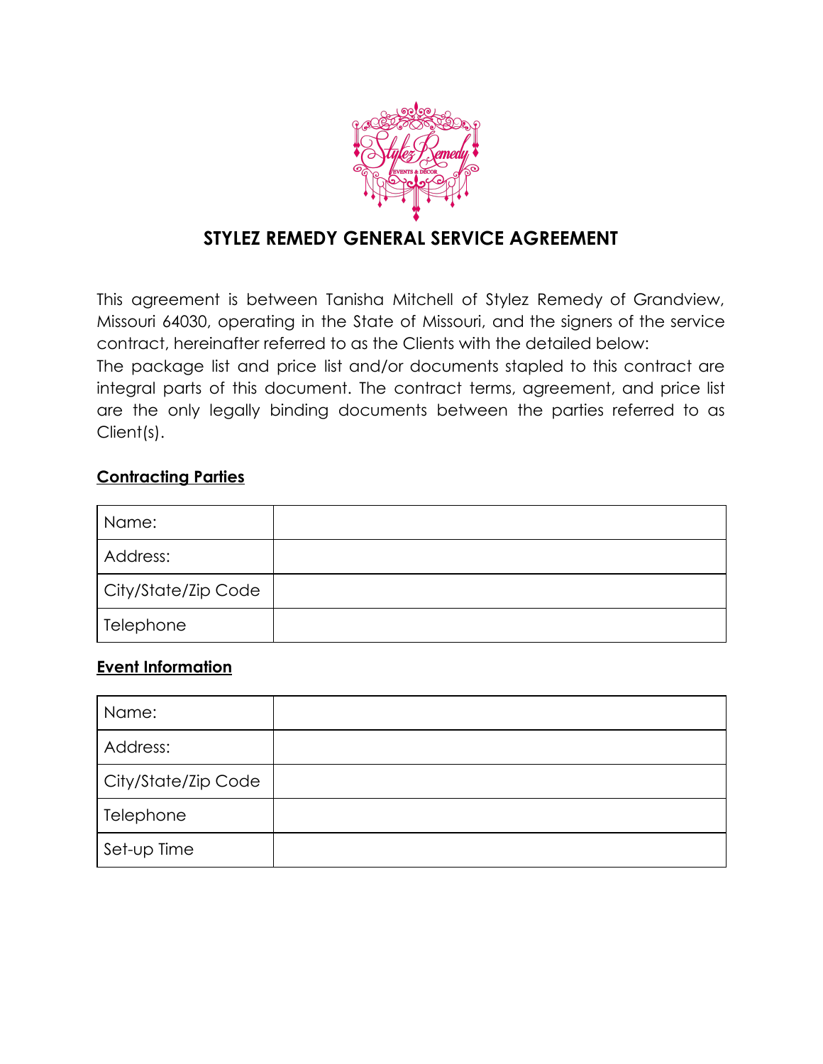# STYLEZ REMEDY GENERAL SERVICE AGREEMENT

This agreement is between Tanisha Mitchell of Stylez Remedy of Grandview, Missouri 64030, operating in the State of Missouri, and the signers of the service contract, hereinafter referred to as the Clients with the detailed below:
The package list and price list and/or documents stapled to this contract are integral parts of this document. The contract terms, agreement, and price list are the only legally binding documents between the parties referred to as Client(s).

**Contracting Parties**

| | |
|---|---|
| Name: | |
| Address: | |
| City/State/Zip Code | |
| Telephone | |

**Event Information**

| | |
|---|---|
| Name: | |
| Address: | |
| City/State/Zip Code | |
| Telephone | |
| Set-up Time | |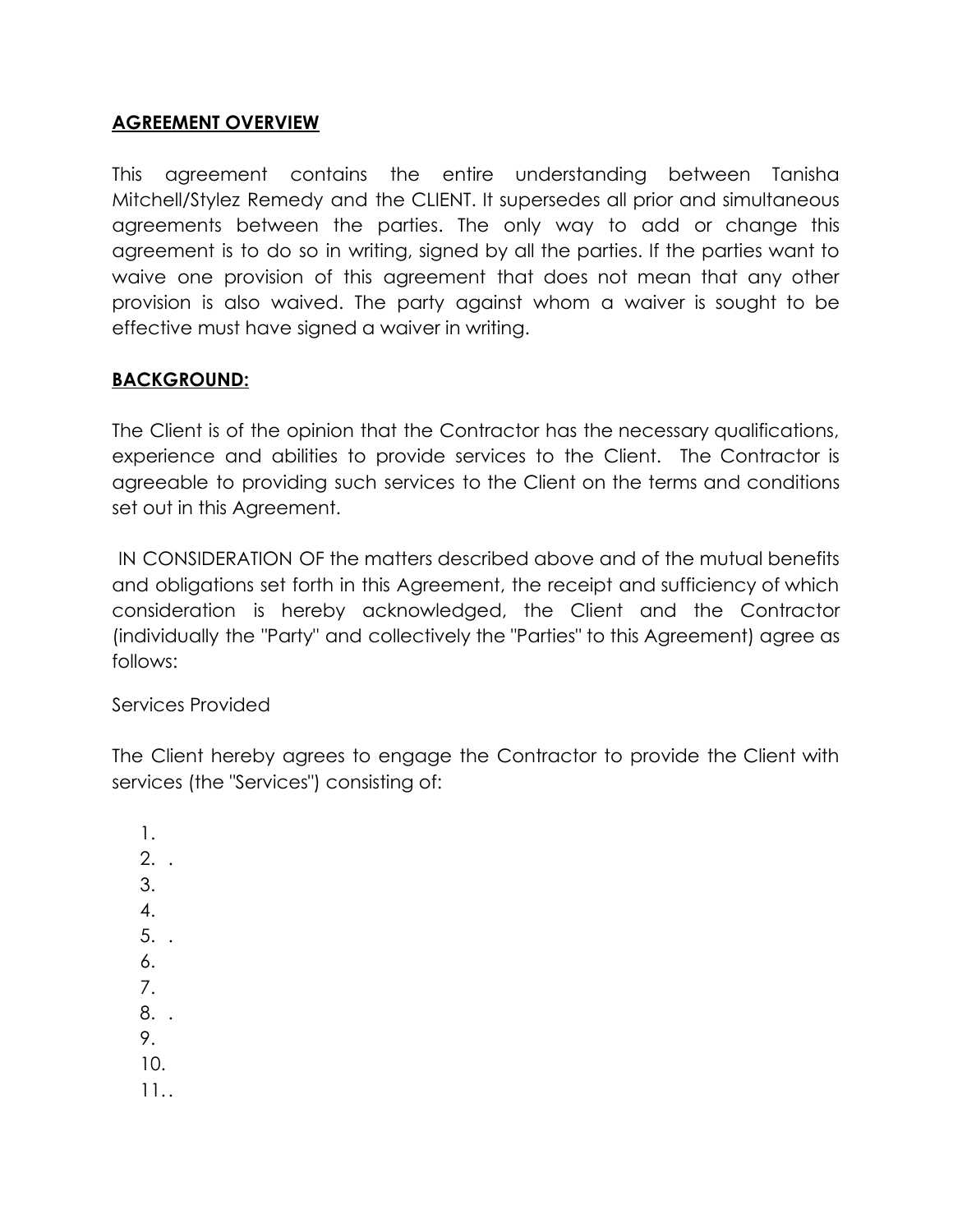**AGREEMENT OVERVIEW**

This agreement contains the entire understanding between Tanisha Mitchell/Stylez Remedy and the CLIENT. It supersedes all prior and simultaneous agreements between the parties. The only way to add or change this agreement is to do so in writing, signed by all the parties. If the parties want to waive one provision of this agreement that does not mean that any other provision is also waived. The party against whom a waiver is sought to be effective must have signed a waiver in writing.

**BACKGROUND:**

The Client is of the opinion that the Contractor has the necessary qualifications, experience and abilities to provide services to the Client. The Contractor is agreeable to providing such services to the Client on the terms and conditions set out in this Agreement.

IN CONSIDERATION OF the matters described above and of the mutual benefits and obligations set forth in this Agreement, the receipt and sufficiency of which consideration is hereby acknowledged, the Client and the Contractor (individually the "Party" and collectively the "Parties" to this Agreement) agree as follows:

Services Provided

The Client hereby agrees to engage the Contractor to provide the Client with services (the "Services") consisting of:

1.
2. .
3.
4.
5. .
6.
7.
8. .
9.
10.
11. .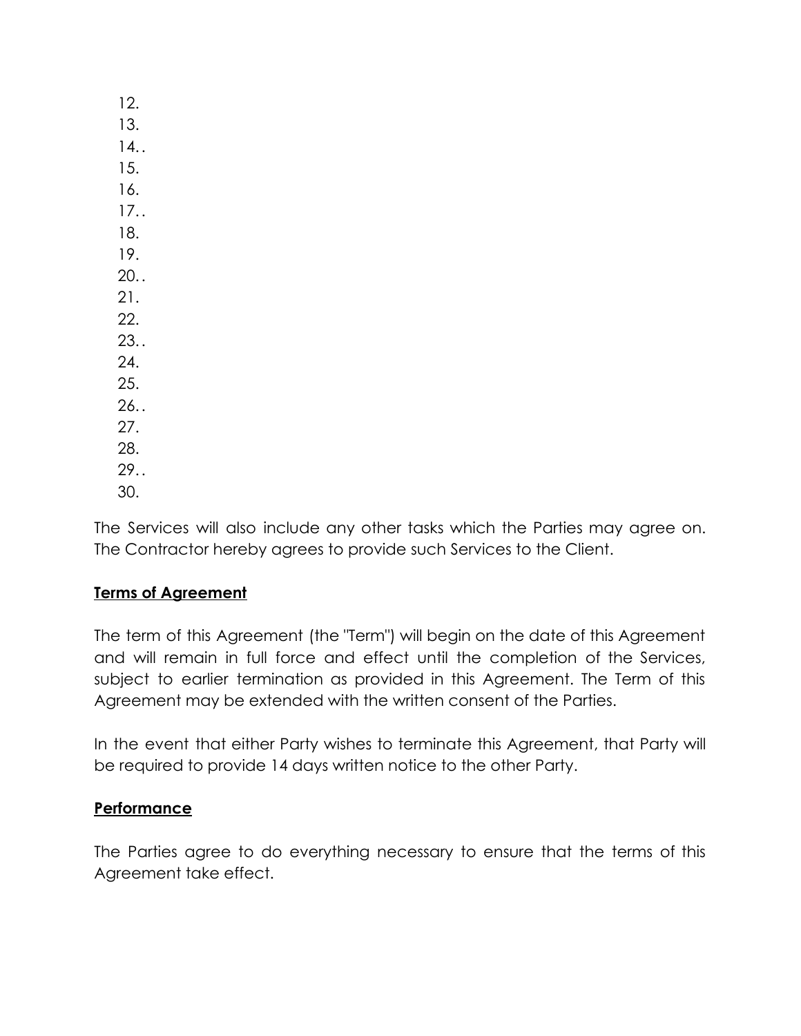12.
13.
14..
15.
16.
17..
18.
19.
20..
21.
22.
23..
24.
25.
26..
27.
28.
29..
30.

The Services will also include any other tasks which the Parties may agree on. The Contractor hereby agrees to provide such Services to the Client.

**Terms of Agreement**

The term of this Agreement (the "Term") will begin on the date of this Agreement and will remain in full force and effect until the completion of the Services, subject to earlier termination as provided in this Agreement. The Term of this Agreement may be extended with the written consent of the Parties.

In the event that either Party wishes to terminate this Agreement, that Party will be required to provide 14 days written notice to the other Party.

**Performance**

The Parties agree to do everything necessary to ensure that the terms of this Agreement take effect.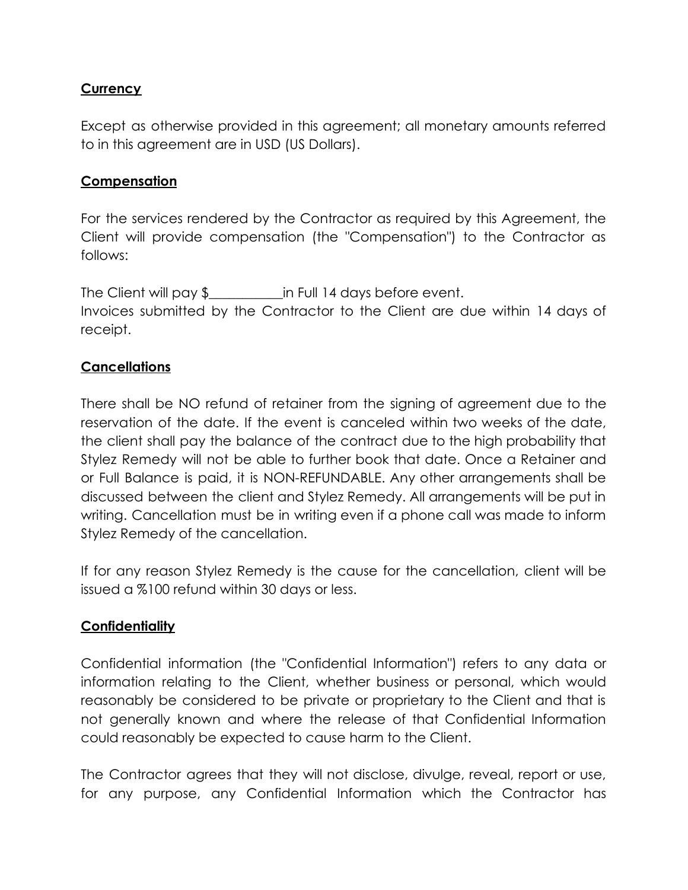**Currency**

Except as otherwise provided in this agreement; all monetary amounts referred to in this agreement are in USD (US Dollars).

**Compensation**

For the services rendered by the Contractor as required by this Agreement, the Client will provide compensation (the "Compensation") to the Contractor as follows:

The Client will pay $___________in Full 14 days before event.
Invoices submitted by the Contractor to the Client are due within 14 days of receipt.

**Cancellations**

There shall be NO refund of retainer from the signing of agreement due to the reservation of the date. If the event is canceled within two weeks of the date, the client shall pay the balance of the contract due to the high probability that Stylez Remedy will not be able to further book that date. Once a Retainer and or Full Balance is paid, it is NON-REFUNDABLE. Any other arrangements shall be discussed between the client and Stylez Remedy. All arrangements will be put in writing. Cancellation must be in writing even if a phone call was made to inform Stylez Remedy of the cancellation.

If for any reason Stylez Remedy is the cause for the cancellation, client will be issued a %100 refund within 30 days or less.

**Confidentiality**

Confidential information (the "Confidential Information") refers to any data or information relating to the Client, whether business or personal, which would reasonably be considered to be private or proprietary to the Client and that is not generally known and where the release of that Confidential Information could reasonably be expected to cause harm to the Client.

The Contractor agrees that they will not disclose, divulge, reveal, report or use, for any purpose, any Confidential Information which the Contractor has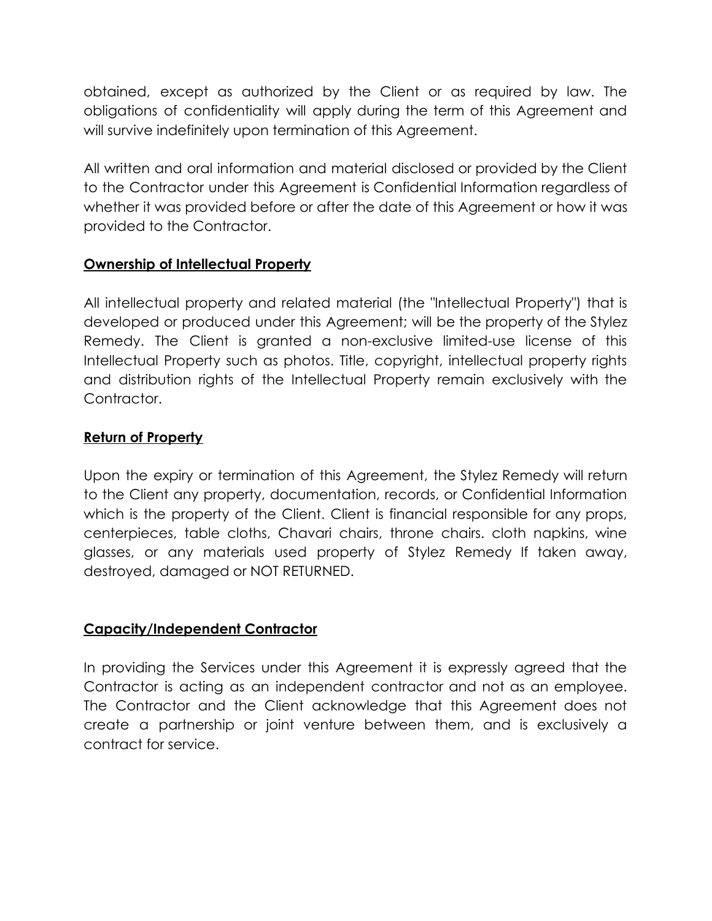obtained, except as authorized by the Client or as required by law. The obligations of confidentiality will apply during the term of this Agreement and will survive indefinitely upon termination of this Agreement.

All written and oral information and material disclosed or provided by the Client to the Contractor under this Agreement is Confidential Information regardless of whether it was provided before or after the date of this Agreement or how it was provided to the Contractor.

**Ownership of Intellectual Property**

All intellectual property and related material (the "Intellectual Property") that is developed or produced under this Agreement; will be the property of the Stylez Remedy. The Client is granted a non-exclusive limited-use license of this Intellectual Property such as photos. Title, copyright, intellectual property rights and distribution rights of the Intellectual Property remain exclusively with the Contractor.

**Return of Property**

Upon the expiry or termination of this Agreement, the Stylez Remedy will return to the Client any property, documentation, records, or Confidential Information which is the property of the Client. Client is financial responsible for any props, centerpieces, table cloths, Chavari chairs, throne chairs. cloth napkins, wine glasses, or any materials used property of Stylez Remedy If taken away, destroyed, damaged or NOT RETURNED.

**Capacity/Independent Contractor**

In providing the Services under this Agreement it is expressly agreed that the Contractor is acting as an independent contractor and not as an employee. The Contractor and the Client acknowledge that this Agreement does not create a partnership or joint venture between them, and is exclusively a contract for service.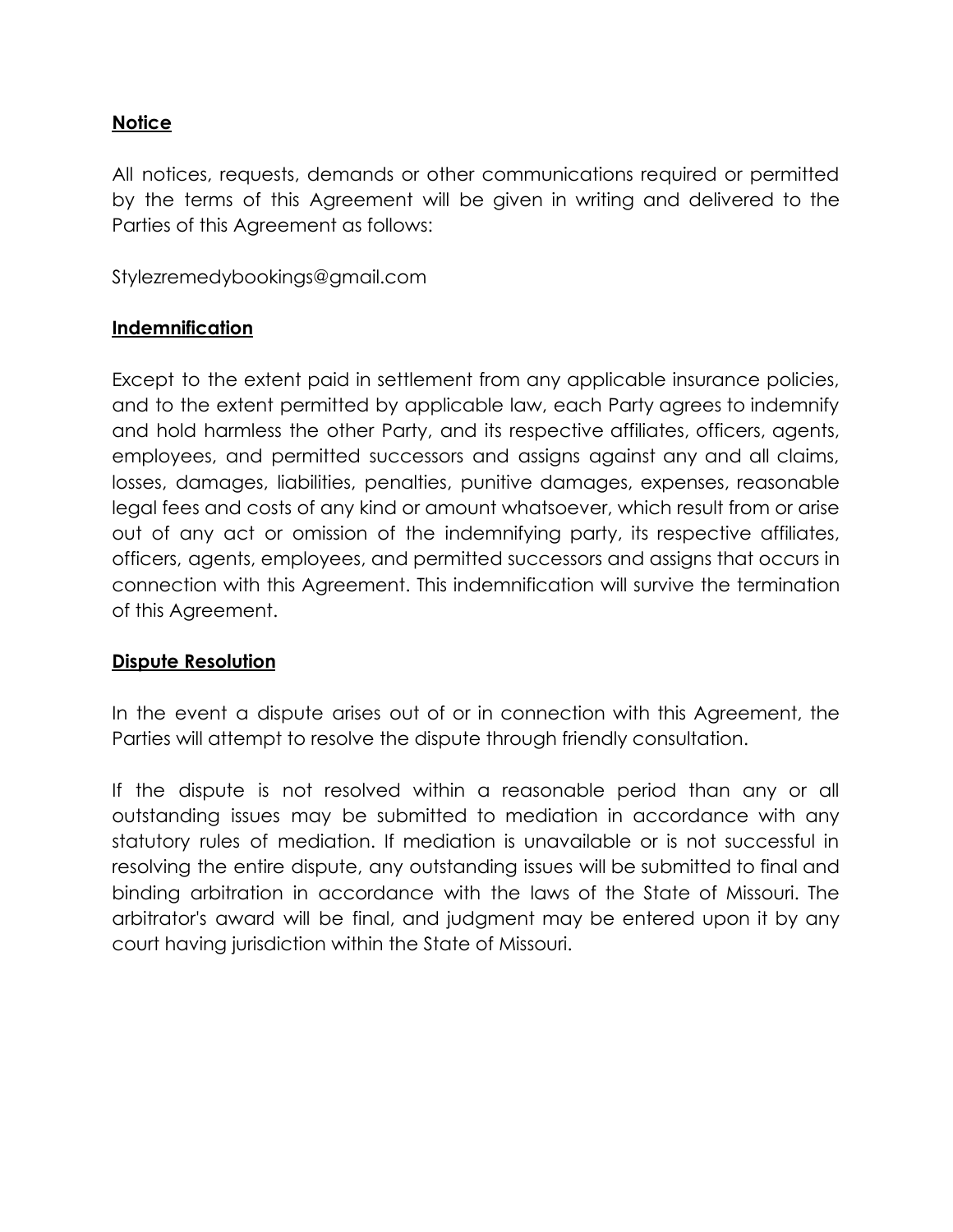**Notice**

All notices, requests, demands or other communications required or permitted by the terms of this Agreement will be given in writing and delivered to the Parties of this Agreement as follows:

Stylezremedybookings@gmail.com

**Indemnification**

Except to the extent paid in settlement from any applicable insurance policies, and to the extent permitted by applicable law, each Party agrees to indemnify and hold harmless the other Party, and its respective affiliates, officers, agents, employees, and permitted successors and assigns against any and all claims, losses, damages, liabilities, penalties, punitive damages, expenses, reasonable legal fees and costs of any kind or amount whatsoever, which result from or arise out of any act or omission of the indemnifying party, its respective affiliates, officers, agents, employees, and permitted successors and assigns that occurs in connection with this Agreement. This indemnification will survive the termination of this Agreement.

**Dispute Resolution**

In the event a dispute arises out of or in connection with this Agreement, the Parties will attempt to resolve the dispute through friendly consultation.

If the dispute is not resolved within a reasonable period than any or all outstanding issues may be submitted to mediation in accordance with any statutory rules of mediation. If mediation is unavailable or is not successful in resolving the entire dispute, any outstanding issues will be submitted to final and binding arbitration in accordance with the laws of the State of Missouri. The arbitrator's award will be final, and judgment may be entered upon it by any court having jurisdiction within the State of Missouri.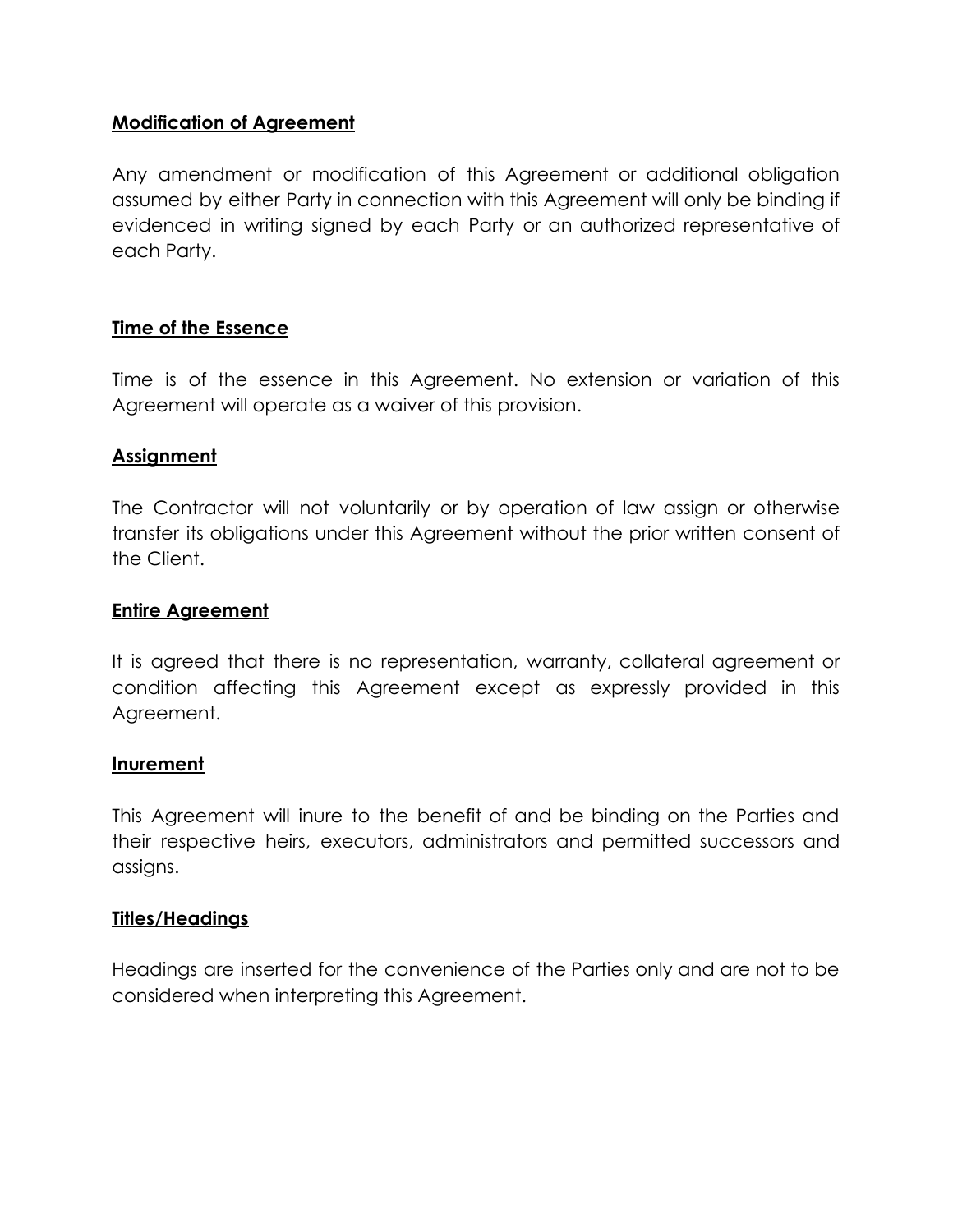**Modification of Agreement**

Any amendment or modification of this Agreement or additional obligation assumed by either Party in connection with this Agreement will only be binding if evidenced in writing signed by each Party or an authorized representative of each Party.

**Time of the Essence**

Time is of the essence in this Agreement. No extension or variation of this Agreement will operate as a waiver of this provision.

**Assignment**

The Contractor will not voluntarily or by operation of law assign or otherwise transfer its obligations under this Agreement without the prior written consent of the Client.

**Entire Agreement**

It is agreed that there is no representation, warranty, collateral agreement or condition affecting this Agreement except as expressly provided in this Agreement.

**Inurement**

This Agreement will inure to the benefit of and be binding on the Parties and their respective heirs, executors, administrators and permitted successors and assigns.

**Titles/Headings**

Headings are inserted for the convenience of the Parties only and are not to be considered when interpreting this Agreement.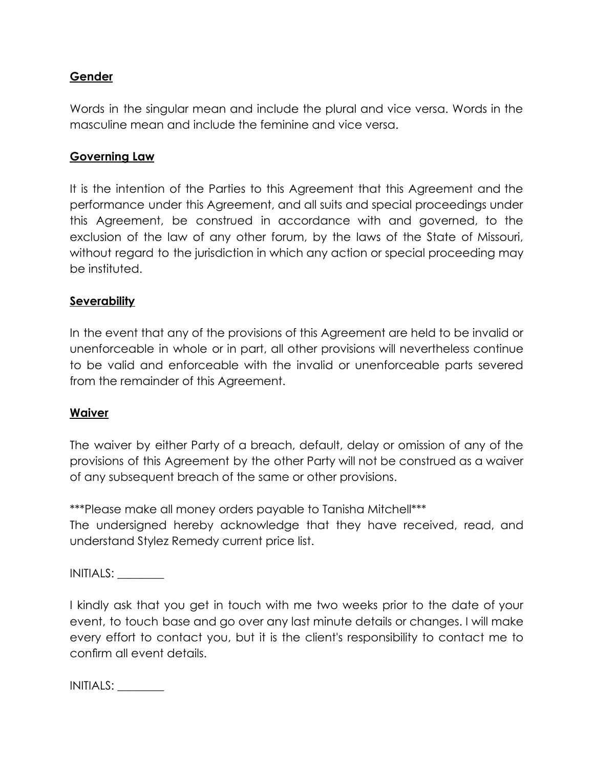**Gender**

Words in the singular mean and include the plural and vice versa. Words in the masculine mean and include the feminine and vice versa.

**Governing Law**

It is the intention of the Parties to this Agreement that this Agreement and the performance under this Agreement, and all suits and special proceedings under this Agreement, be construed in accordance with and governed, to the exclusion of the law of any other forum, by the laws of the State of Missouri, without regard to the jurisdiction in which any action or special proceeding may be instituted.

**Severability**

In the event that any of the provisions of this Agreement are held to be invalid or unenforceable in whole or in part, all other provisions will nevertheless continue to be valid and enforceable with the invalid or unenforceable parts severed from the remainder of this Agreement.

**Waiver**

The waiver by either Party of a breach, default, delay or omission of any of the provisions of this Agreement by the other Party will not be construed as a waiver of any subsequent breach of the same or other provisions.

***Please make all money orders payable to Tanisha Mitchell***
The undersigned hereby acknowledge that they have received, read, and understand Stylez Remedy current price list.

INITIALS: ________

I kindly ask that you get in touch with me two weeks prior to the date of your event, to touch base and go over any last minute details or changes. I will make every effort to contact you, but it is the client's responsibility to contact me to confirm all event details.

INITIALS: ________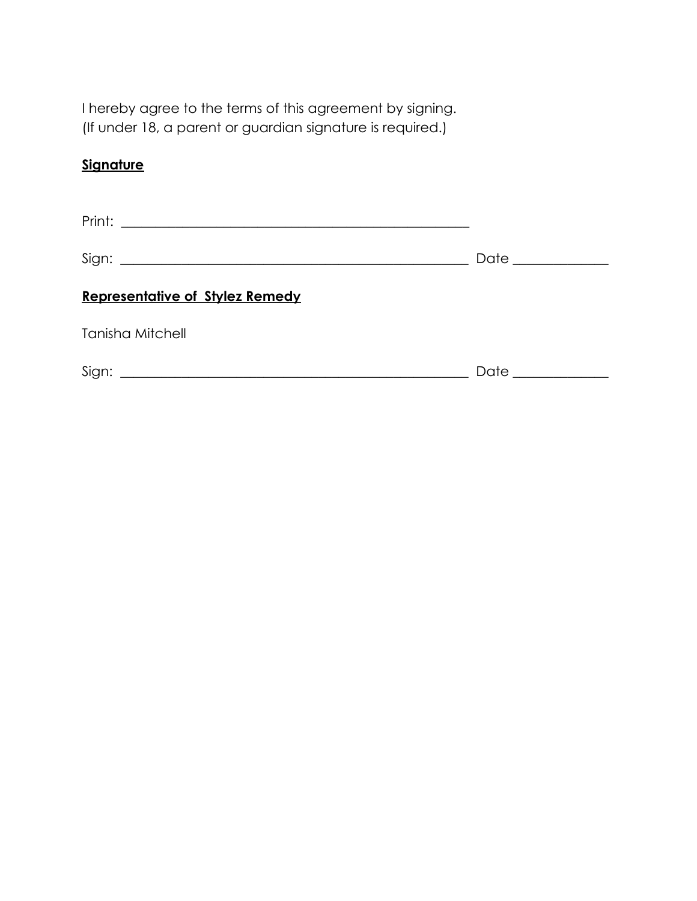I hereby agree to the terms of this agreement by signing.
(If under 18, a parent or guardian signature is required.)

**<u>Signature</u>**

Print: ______________________________________________________

Sign: ______________________________________________________ Date ______________

**<u>Representative of  Stylez Remedy</u>**

Tanisha Mitchell

Sign: ______________________________________________________ Date ______________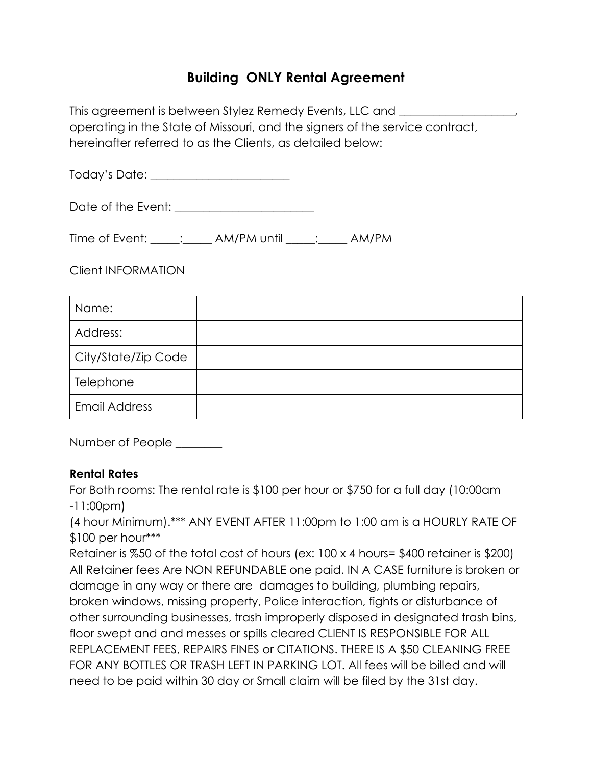# Building ONLY Rental Agreement

This agreement is between Stylez Remedy Events, LLC and ____________________, operating in the State of Missouri, and the signers of the service contract, hereinafter referred to as the Clients, as detailed below:

Today's Date: ________________________

Date of the Event: ________________________

Time of Event: _____:_____ AM/PM until _____:_____ AM/PM

Client INFORMATION

| Name: | |
|---|---|
| Address: | |
| City/State/Zip Code | |
| Telephone | |
| Email Address | |

Number of People ________

**Rental Rates**

For Both rooms: The rental rate is $100 per hour or $750 for a full day (10:00am -11:00pm)

(4 hour Minimum).*** ANY EVENT AFTER 11:00pm to 1:00 am is a HOURLY RATE OF $100 per hour***

Retainer is %50 of the total cost of hours (ex: 100 x 4 hours= $400 retainer is $200) All Retainer fees Are NON REFUNDABLE one paid. IN A CASE furniture is broken or damage in any way or there are damages to building, plumbing repairs, broken windows, missing property, Police interaction, fights or disturbance of other surrounding businesses, trash improperly disposed in designated trash bins, floor swept and and messes or spills cleared CLIENT IS RESPONSIBLE FOR ALL REPLACEMENT FEES, REPAIRS FINES or CITATIONS. THERE IS A $50 CLEANING FREE FOR ANY BOTTLES OR TRASH LEFT IN PARKING LOT. All fees will be billed and will need to be paid within 30 day or Small claim will be filed by the 31st day.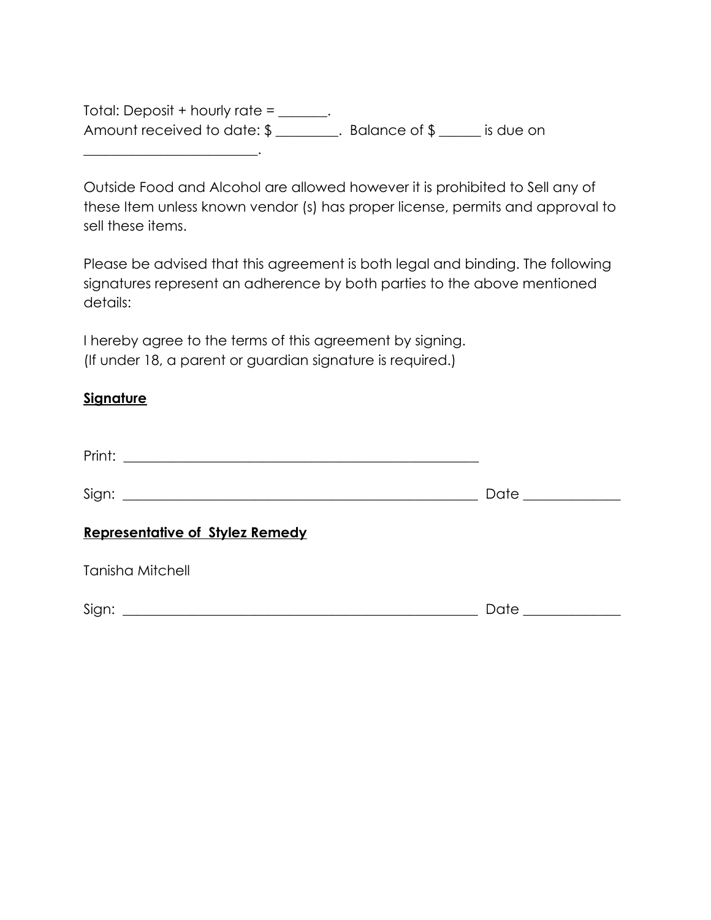Total: Deposit + hourly rate = _______.
Amount received to date: $ _________. Balance of $ ______ is due on
_________________________.

Outside Food and Alcohol are allowed however it is prohibited to Sell any of these Item unless known vendor (s) has proper license, permits and approval to sell these items.

Please be advised that this agreement is both legal and binding. The following signatures represent an adherence by both parties to the above mentioned details:

I hereby agree to the terms of this agreement by signing.
(If under 18, a parent or guardian signature is required.)

**<u>Signature</u>**

Print: _____________________________________________________

Sign: ______________________________________________________ Date ______________

**<u>Representative of Stylez Remedy</u>**

Tanisha Mitchell

Sign: ______________________________________________________ Date ______________